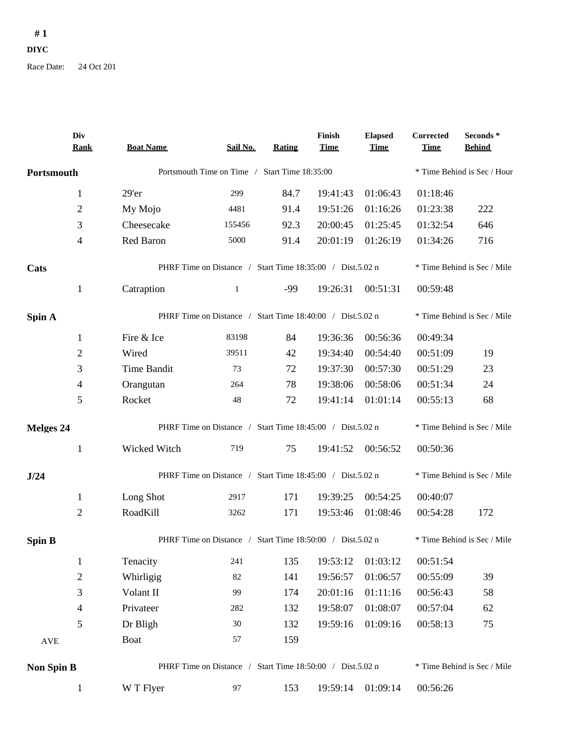**# 1**

**DIYC**

Race Date: 24 Oct 201

| Div Rank | Boat Name | Sail No. | Rating | Finish Time | Elapsed Time | Corrected Time | Seconds * Behind |
|---|---|---|---|---|---|---|---|
| **Portsmouth** | Portsmouth Time on Time / Start Time 18:35:00 | | | | | * Time Behind is Sec / Hour | |
| 1 | 29'er | 299 | 84.7 | 19:41:43 | 01:06:43 | 01:18:46 | |
| 2 | My Mojo | 4481 | 91.4 | 19:51:26 | 01:16:26 | 01:23:38 | 222 |
| 3 | Cheesecake | 155456 | 92.3 | 20:00:45 | 01:25:45 | 01:32:54 | 646 |
| 4 | Red Baron | 5000 | 91.4 | 20:01:19 | 01:26:19 | 01:34:26 | 716 |
| **Cats** | PHRF Time on Distance / Start Time 18:35:00 / Dist.5.02 n | | | | | * Time Behind is Sec / Mile | |
| 1 | Catraption | 1 | -99 | 19:26:31 | 00:51:31 | 00:59:48 | |
| **Spin A** | PHRF Time on Distance / Start Time 18:40:00 / Dist.5.02 n | | | | | * Time Behind is Sec / Mile | |
| 1 | Fire & Ice | 83198 | 84 | 19:36:36 | 00:56:36 | 00:49:34 | |
| 2 | Wired | 39511 | 42 | 19:34:40 | 00:54:40 | 00:51:09 | 19 |
| 3 | Time Bandit | 73 | 72 | 19:37:30 | 00:57:30 | 00:51:29 | 23 |
| 4 | Orangutan | 264 | 78 | 19:38:06 | 00:58:06 | 00:51:34 | 24 |
| 5 | Rocket | 48 | 72 | 19:41:14 | 01:01:14 | 00:55:13 | 68 |
| **Melges 24** | PHRF Time on Distance / Start Time 18:45:00 / Dist.5.02 n | | | | | * Time Behind is Sec / Mile | |
| 1 | Wicked Witch | 719 | 75 | 19:41:52 | 00:56:52 | 00:50:36 | |
| **J/24** | PHRF Time on Distance / Start Time 18:45:00 / Dist.5.02 n | | | | | * Time Behind is Sec / Mile | |
| 1 | Long Shot | 2917 | 171 | 19:39:25 | 00:54:25 | 00:40:07 | |
| 2 | RoadKill | 3262 | 171 | 19:53:46 | 01:08:46 | 00:54:28 | 172 |
| **Spin B** | PHRF Time on Distance / Start Time 18:50:00 / Dist.5.02 n | | | | | * Time Behind is Sec / Mile | |
| 1 | Tenacity | 241 | 135 | 19:53:12 | 01:03:12 | 00:51:54 | |
| 2 | Whirligig | 82 | 141 | 19:56:57 | 01:06:57 | 00:55:09 | 39 |
| 3 | Volant II | 99 | 174 | 20:01:16 | 01:11:16 | 00:56:43 | 58 |
| 4 | Privateer | 282 | 132 | 19:58:07 | 01:08:07 | 00:57:04 | 62 |
| 5 | Dr Bligh | 30 | 132 | 19:59:16 | 01:09:16 | 00:58:13 | 75 |
| AVE | Boat | 57 | 159 | | | | |
| **Non Spin B** | PHRF Time on Distance / Start Time 18:50:00 / Dist.5.02 n | | | | | * Time Behind is Sec / Mile | |
| 1 | W T Flyer | 97 | 153 | 19:59:14 | 01:09:14 | 00:56:26 | |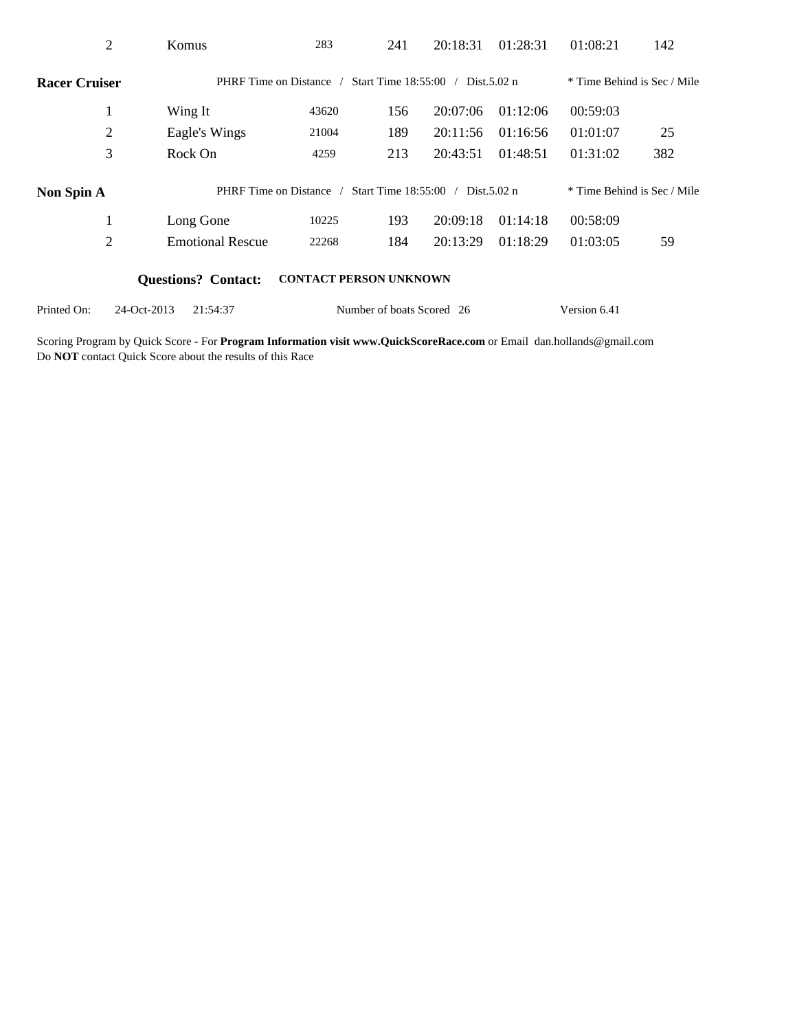| | | | | | | | |
|---|---|---|---|---|---|---|---|
| 2 | Komus | 283 | 241 | 20:18:31 | 01:28:31 | 01:08:21 | 142 |

**Racer Cruiser** PHRF Time on Distance / Start Time 18:55:00 / Dist.5.02 n * Time Behind is Sec / Mile

| | | | | | | | |
|---|---|---|---|---|---|---|---|
| 1 | Wing It | 43620 | 156 | 20:07:06 | 01:12:06 | 00:59:03 | |
| 2 | Eagle's Wings | 21004 | 189 | 20:11:56 | 01:16:56 | 01:01:07 | 25 |
| 3 | Rock On | 4259 | 213 | 20:43:51 | 01:48:51 | 01:31:02 | 382 |

**Non Spin A** PHRF Time on Distance / Start Time 18:55:00 / Dist.5.02 n * Time Behind is Sec / Mile

| | | | | | | | |
|---|---|---|---|---|---|---|---|
| 1 | Long Gone | 10225 | 193 | 20:09:18 | 01:14:18 | 00:58:09 | |
| 2 | Emotional Rescue | 22268 | 184 | 20:13:29 | 01:18:29 | 01:03:05 | 59 |

**Questions? Contact: CONTACT PERSON UNKNOWN**

Printed On: 24-Oct-2013 21:54:37 Number of boats Scored 26 Version 6.41

Scoring Program by Quick Score - For **Program Information visit www.QuickScoreRace.com** or Email dan.hollands@gmail.com
Do **NOT** contact Quick Score about the results of this Race